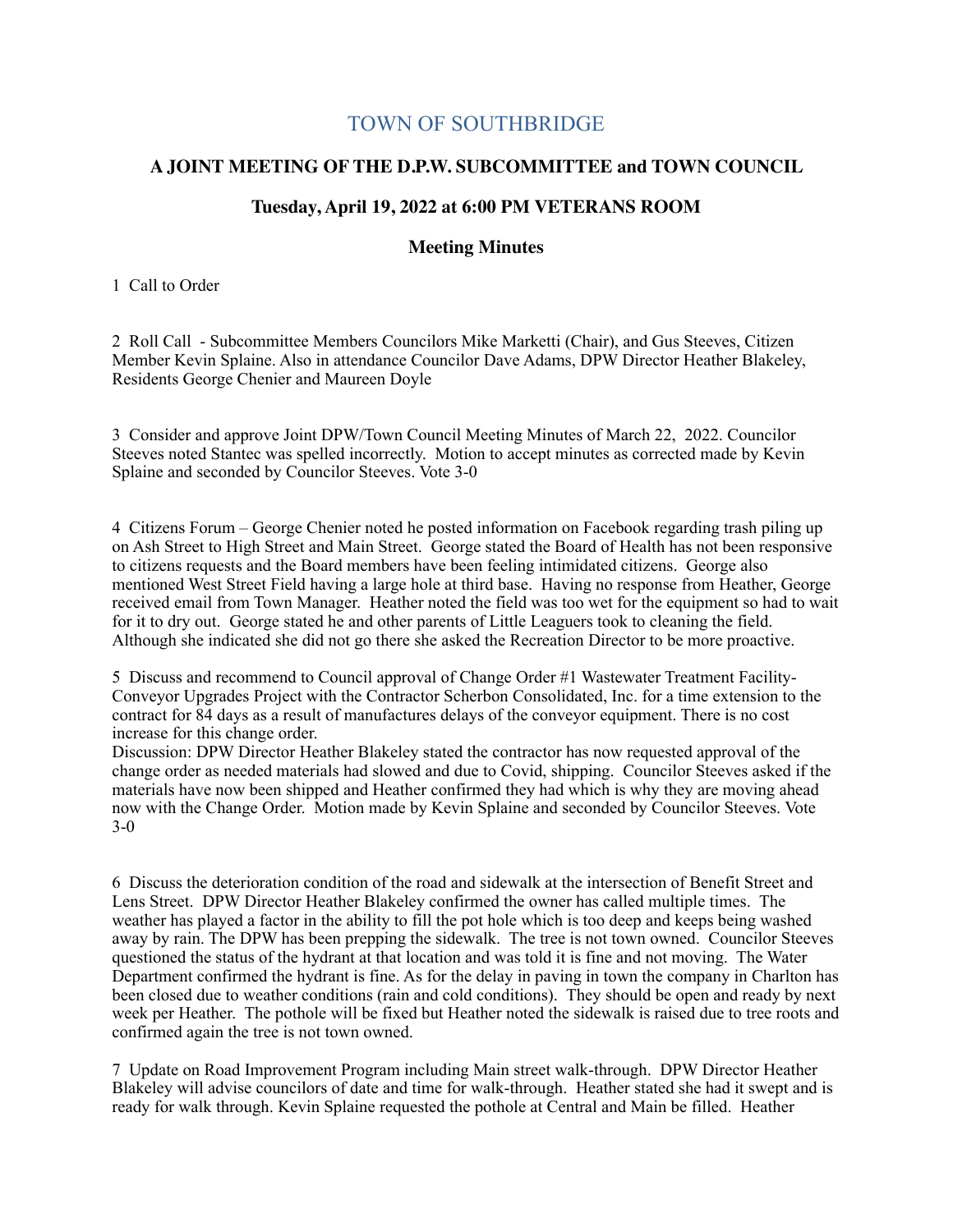# TOWN OF SOUTHBRIDGE

## A JOINT MEETING OF THE D.P.W. SUBCOMMITTEE and TOWN COUNCIL

### Tuesday, April 19, 2022 at 6:00 PM VETERANS ROOM

### Meeting Minutes

1 Call to Order

2 Roll Call - Subcommittee Members Councilors Mike Marketti (Chair), and Gus Steeves, Citizen Member Kevin Splaine. Also in attendance Councilor Dave Adams, DPW Director Heather Blakeley, Residents George Chenier and Maureen Doyle

3 Consider and approve Joint DPW/Town Council Meeting Minutes of March 22, 2022. Councilor Steeves noted Stantec was spelled incorrectly. Motion to accept minutes as corrected made by Kevin Splaine and seconded by Councilor Steeves. Vote 3-0

4 Citizens Forum – George Chenier noted he posted information on Facebook regarding trash piling up on Ash Street to High Street and Main Street. George stated the Board of Health has not been responsive to citizens requests and the Board members have been feeling intimidated citizens. George also mentioned West Street Field having a large hole at third base. Having no response from Heather, George received email from Town Manager. Heather noted the field was too wet for the equipment so had to wait for it to dry out. George stated he and other parents of Little Leaguers took to cleaning the field. Although she indicated she did not go there she asked the Recreation Director to be more proactive.

5 Discuss and recommend to Council approval of Change Order #1 Wastewater Treatment Facility- Conveyor Upgrades Project with the Contractor Scherbon Consolidated, Inc. for a time extension to the contract for 84 days as a result of manufactures delays of the conveyor equipment. There is no cost increase for this change order.
Discussion: DPW Director Heather Blakeley stated the contractor has now requested approval of the change order as needed materials had slowed and due to Covid, shipping. Councilor Steeves asked if the materials have now been shipped and Heather confirmed they had which is why they are moving ahead now with the Change Order. Motion made by Kevin Splaine and seconded by Councilor Steeves. Vote 3-0

6 Discuss the deterioration condition of the road and sidewalk at the intersection of Benefit Street and Lens Street. DPW Director Heather Blakeley confirmed the owner has called multiple times. The weather has played a factor in the ability to fill the pot hole which is too deep and keeps being washed away by rain. The DPW has been prepping the sidewalk. The tree is not town owned. Councilor Steeves questioned the status of the hydrant at that location and was told it is fine and not moving. The Water Department confirmed the hydrant is fine. As for the delay in paving in town the company in Charlton has been closed due to weather conditions (rain and cold conditions). They should be open and ready by next week per Heather. The pothole will be fixed but Heather noted the sidewalk is raised due to tree roots and confirmed again the tree is not town owned.

7 Update on Road Improvement Program including Main street walk-through. DPW Director Heather Blakeley will advise councilors of date and time for walk-through. Heather stated she had it swept and is ready for walk through. Kevin Splaine requested the pothole at Central and Main be filled. Heather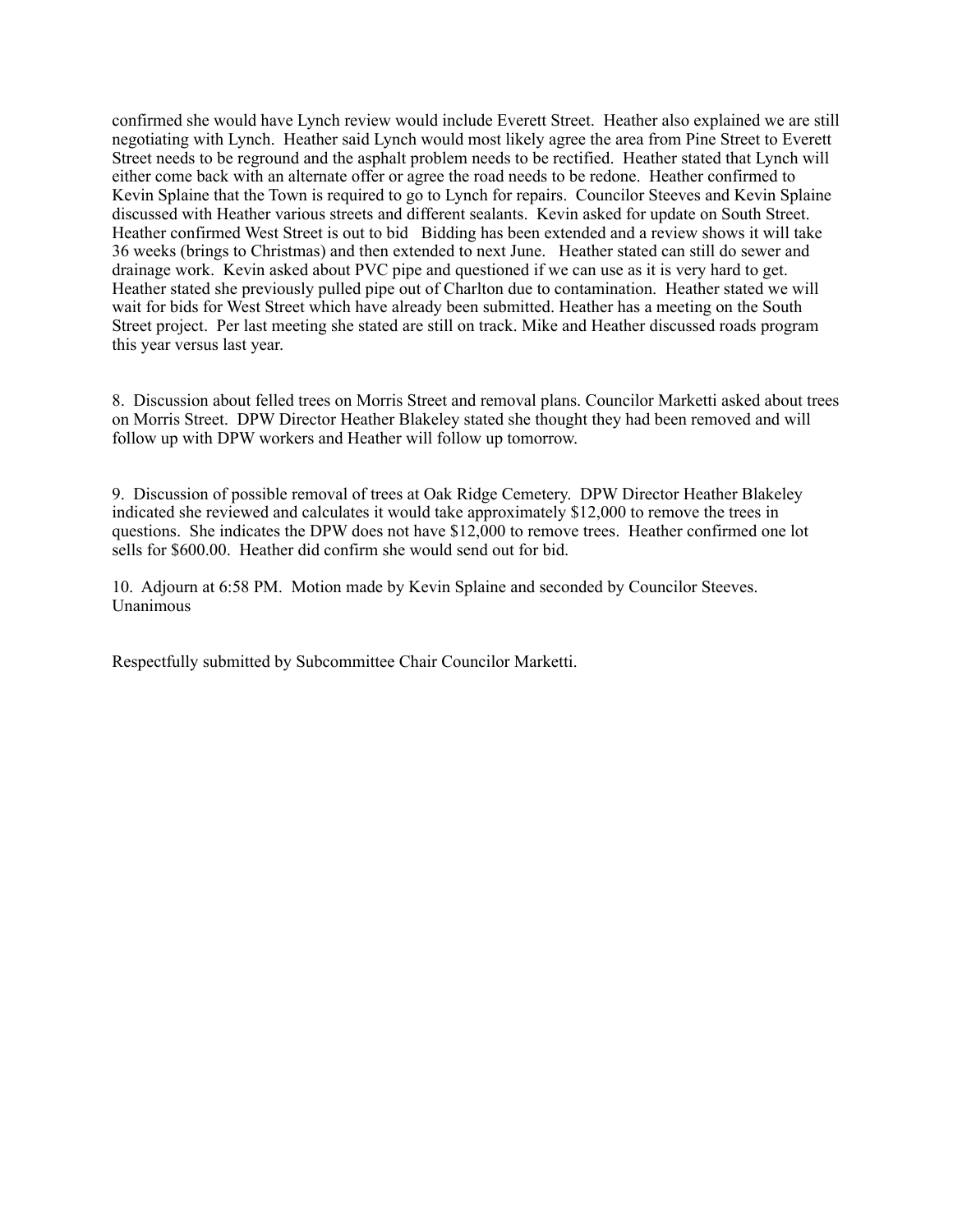confirmed she would have Lynch review would include Everett Street. Heather also explained we are still negotiating with Lynch. Heather said Lynch would most likely agree the area from Pine Street to Everett Street needs to be reground and the asphalt problem needs to be rectified. Heather stated that Lynch will either come back with an alternate offer or agree the road needs to be redone. Heather confirmed to Kevin Splaine that the Town is required to go to Lynch for repairs. Councilor Steeves and Kevin Splaine discussed with Heather various streets and different sealants. Kevin asked for update on South Street. Heather confirmed West Street is out to bid Bidding has been extended and a review shows it will take 36 weeks (brings to Christmas) and then extended to next June. Heather stated can still do sewer and drainage work. Kevin asked about PVC pipe and questioned if we can use as it is very hard to get. Heather stated she previously pulled pipe out of Charlton due to contamination. Heather stated we will wait for bids for West Street which have already been submitted. Heather has a meeting on the South Street project. Per last meeting she stated are still on track. Mike and Heather discussed roads program this year versus last year.

8. Discussion about felled trees on Morris Street and removal plans. Councilor Marketti asked about trees on Morris Street. DPW Director Heather Blakeley stated she thought they had been removed and will follow up with DPW workers and Heather will follow up tomorrow.

9. Discussion of possible removal of trees at Oak Ridge Cemetery. DPW Director Heather Blakeley indicated she reviewed and calculates it would take approximately $12,000 to remove the trees in questions. She indicates the DPW does not have $12,000 to remove trees. Heather confirmed one lot sells for $600.00. Heather did confirm she would send out for bid.

10. Adjourn at 6:58 PM. Motion made by Kevin Splaine and seconded by Councilor Steeves. Unanimous

Respectfully submitted by Subcommittee Chair Councilor Marketti.